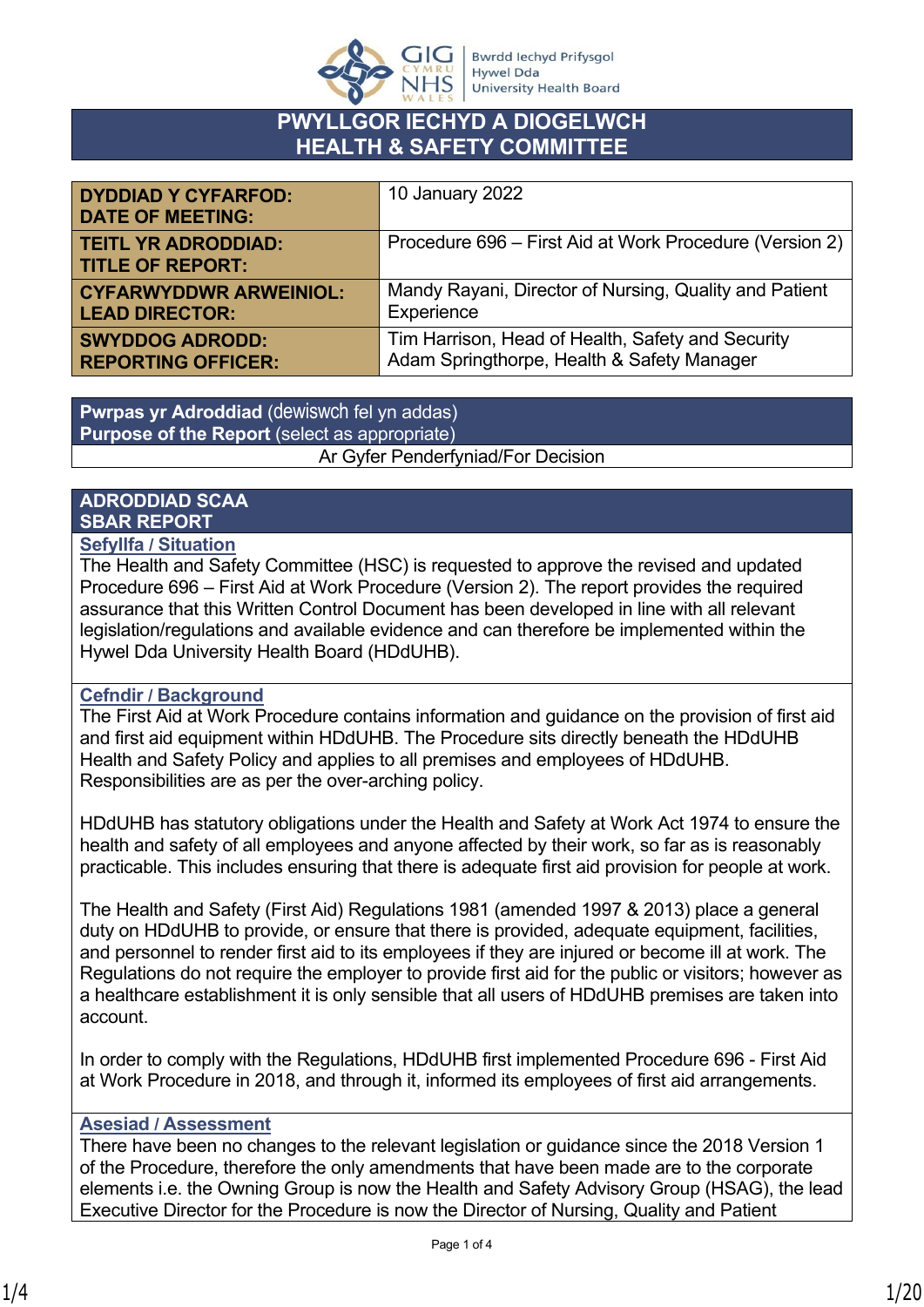# PWYLLGOR IECHYD A DIOGELWCH
# HEALTH & SAFETY COMMITTEE

| | |
|---|---|
| **DYDDIAD Y CYFARFOD: DATE OF MEETING:** | 10 January 2022 |
| **TEITL YR ADRODDIAD: TITLE OF REPORT:** | Procedure 696 – First Aid at Work Procedure (Version 2) |
| **CYFARWYDDWR ARWEINIOL: LEAD DIRECTOR:** | Mandy Rayani, Director of Nursing, Quality and Patient Experience |
| **SWYDDOG ADRODD: REPORTING OFFICER:** | Tim Harrison, Head of Health, Safety and Security<br>Adam Springthorpe, Health & Safety Manager |

| **Pwrpas yr Adroddiad** (dewiswch fel yn addas)<br>**Purpose of the Report** (select as appropriate) |
|---|
| Ar Gyfer Penderfyniad/For Decision |

## ADRODDIAD SCAA
## SBAR REPORT

### Sefyllfa / Situation

The Health and Safety Committee (HSC) is requested to approve the revised and updated Procedure 696 – First Aid at Work Procedure (Version 2). The report provides the required assurance that this Written Control Document has been developed in line with all relevant legislation/regulations and available evidence and can therefore be implemented within the Hywel Dda University Health Board (HDdUHB).

### Cefndir / Background

The First Aid at Work Procedure contains information and guidance on the provision of first aid and first aid equipment within HDdUHB. The Procedure sits directly beneath the HDdUHB Health and Safety Policy and applies to all premises and employees of HDdUHB. Responsibilities are as per the over-arching policy.

HDdUHB has statutory obligations under the Health and Safety at Work Act 1974 to ensure the health and safety of all employees and anyone affected by their work, so far as is reasonably practicable. This includes ensuring that there is adequate first aid provision for people at work.

The Health and Safety (First Aid) Regulations 1981 (amended 1997 & 2013) place a general duty on HDdUHB to provide, or ensure that there is provided, adequate equipment, facilities, and personnel to render first aid to its employees if they are injured or become ill at work. The Regulations do not require the employer to provide first aid for the public or visitors; however as a healthcare establishment it is only sensible that all users of HDdUHB premises are taken into account.

In order to comply with the Regulations, HDdUHB first implemented Procedure 696 - First Aid at Work Procedure in 2018, and through it, informed its employees of first aid arrangements.

### Asesiad / Assessment

There have been no changes to the relevant legislation or guidance since the 2018 Version 1 of the Procedure, therefore the only amendments that have been made are to the corporate elements i.e. the Owning Group is now the Health and Safety Advisory Group (HSAG), the lead Executive Director for the Procedure is now the Director of Nursing, Quality and Patient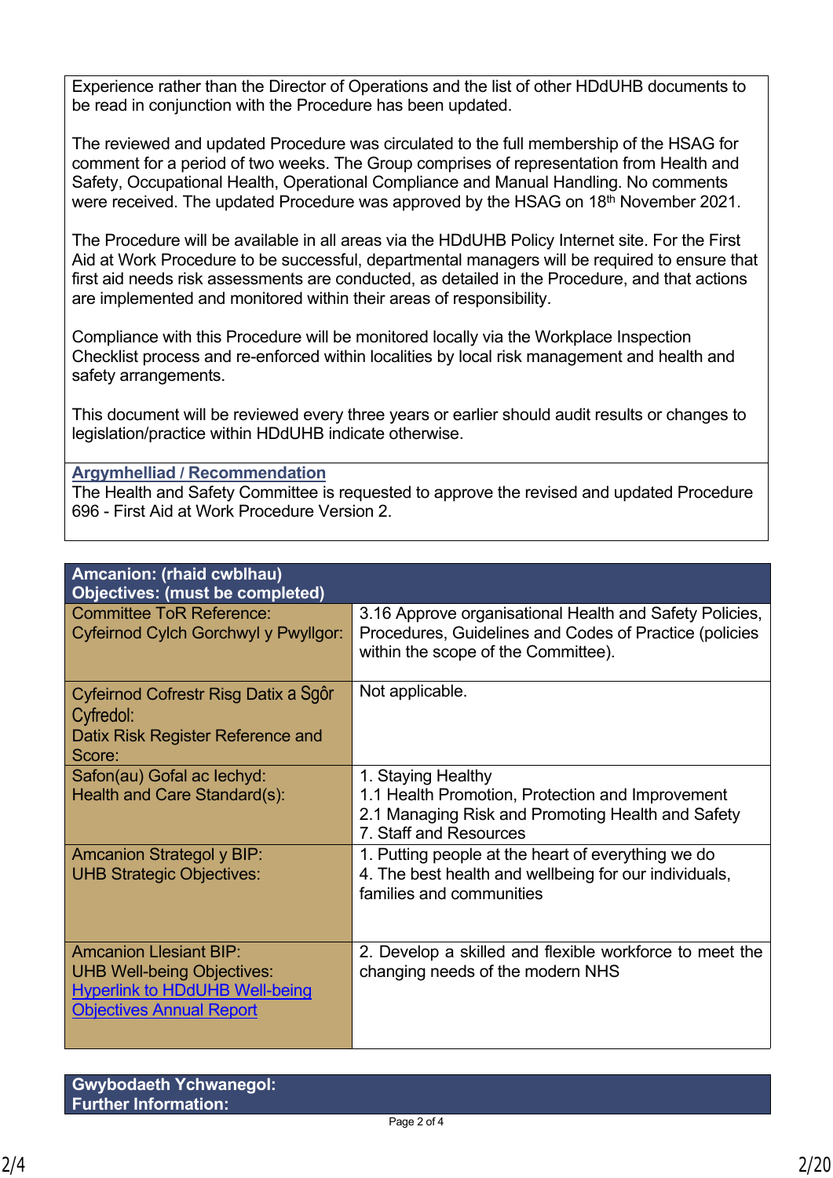Experience rather than the Director of Operations and the list of other HDdUHB documents to be read in conjunction with the Procedure has been updated.

The reviewed and updated Procedure was circulated to the full membership of the HSAG for comment for a period of two weeks. The Group comprises of representation from Health and Safety, Occupational Health, Operational Compliance and Manual Handling. No comments were received. The updated Procedure was approved by the HSAG on 18th November 2021.

The Procedure will be available in all areas via the HDdUHB Policy Internet site. For the First Aid at Work Procedure to be successful, departmental managers will be required to ensure that first aid needs risk assessments are conducted, as detailed in the Procedure, and that actions are implemented and monitored within their areas of responsibility.

Compliance with this Procedure will be monitored locally via the Workplace Inspection Checklist process and re-enforced within localities by local risk management and health and safety arrangements.

This document will be reviewed every three years or earlier should audit results or changes to legislation/practice within HDdUHB indicate otherwise.

**Argymhelliad / Recommendation**

The Health and Safety Committee is requested to approve the revised and updated Procedure 696 - First Aid at Work Procedure Version 2.

| **Amcanion: (rhaid cwblhau)<br>Objectives: (must be completed)** | |
|---|---|
| Committee ToR Reference:<br>Cyfeirnod Cylch Gorchwyl y Pwyllgor: | 3.16 Approve organisational Health and Safety Policies, Procedures, Guidelines and Codes of Practice (policies within the scope of the Committee). |
| Cyfeirnod Cofrestr Risg Datix a Sgôr Cyfredol:<br>Datix Risk Register Reference and Score: | Not applicable. |
| Safon(au) Gofal ac Iechyd:<br>Health and Care Standard(s): | 1. Staying Healthy<br>1.1 Health Promotion, Protection and Improvement<br>2.1 Managing Risk and Promoting Health and Safety<br>7. Staff and Resources |
| Amcanion Strategol y BIP:<br>UHB Strategic Objectives: | 1. Putting people at the heart of everything we do<br>4. The best health and wellbeing for our individuals, families and communities |
| Amcanion Llesiant BIP:<br>UHB Well-being Objectives:<br>Hyperlink to HDdUHB Well-being Objectives Annual Report | 2. Develop a skilled and flexible workforce to meet the changing needs of the modern NHS |

**Gwybodaeth Ychwanegol:<br>Further Information:**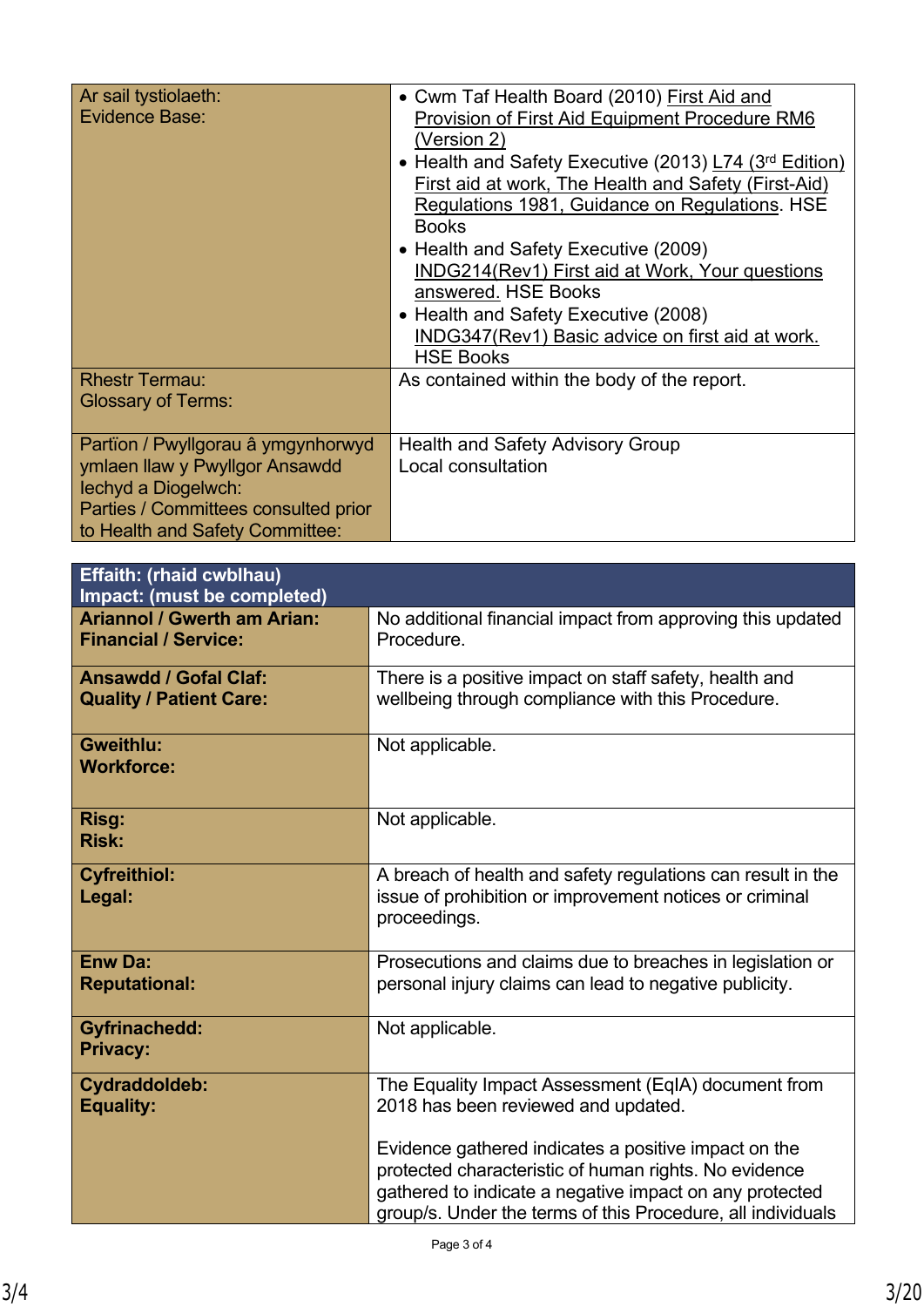| | |
|---|---|
| Ar sail tystiolaeth:<br>Evidence Base: | • Cwm Taf Health Board (2010) First Aid and Provision of First Aid Equipment Procedure RM6 (Version 2)<br>• Health and Safety Executive (2013) L74 (3rd Edition) First aid at work, The Health and Safety (First-Aid) Regulations 1981, Guidance on Regulations. HSE Books<br>• Health and Safety Executive (2009) INDG214(Rev1) First aid at Work, Your questions answered. HSE Books<br>• Health and Safety Executive (2008) INDG347(Rev1) Basic advice on first aid at work. HSE Books |
| Rhestr Termau:<br>Glossary of Terms: | As contained within the body of the report. |
| Partïon / Pwyllgorau â ymgynhorwyd ymlaen llaw y Pwyllgor Ansawdd Iechyd a Diogelwch:<br>Parties / Committees consulted prior to Health and Safety Committee: | Health and Safety Advisory Group<br>Local consultation |

| **Effaith: (rhaid cwblhau)<br>Impact: (must be completed)** | |
|---|---|
| **Ariannol / Gwerth am Arian:<br>Financial / Service:** | No additional financial impact from approving this updated Procedure. |
| **Ansawdd / Gofal Claf:<br>Quality / Patient Care:** | There is a positive impact on staff safety, health and wellbeing through compliance with this Procedure. |
| **Gweithlu:<br>Workforce:** | Not applicable. |
| **Risg:<br>Risk:** | Not applicable. |
| **Cyfreithiol:<br>Legal:** | A breach of health and safety regulations can result in the issue of prohibition or improvement notices or criminal proceedings. |
| **Enw Da:<br>Reputational:** | Prosecutions and claims due to breaches in legislation or personal injury claims can lead to negative publicity. |
| **Gyfrinachedd:<br>Privacy:** | Not applicable. |
| **Cydraddoldeb:<br>Equality:** | The Equality Impact Assessment (EqIA) document from 2018 has been reviewed and updated.<br><br>Evidence gathered indicates a positive impact on the protected characteristic of human rights. No evidence gathered to indicate a negative impact on any protected group/s. Under the terms of this Procedure, all individuals |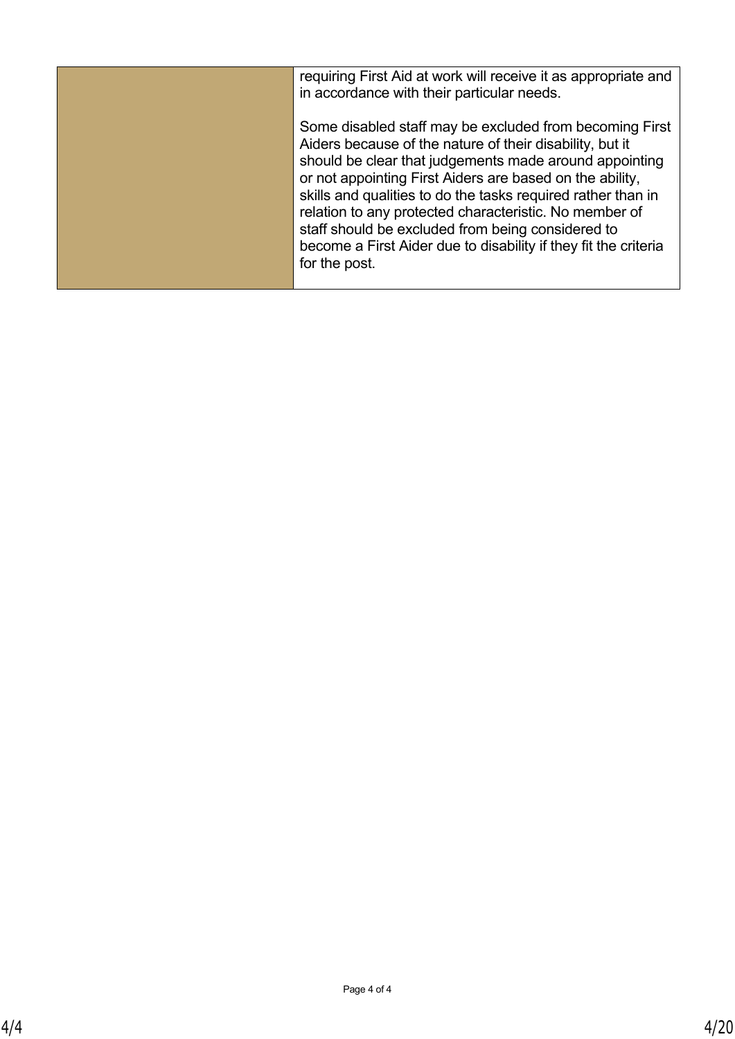|  |  |
|---|---|
|  | requiring First Aid at work will receive it as appropriate and in accordance with their particular needs.<br><br>Some disabled staff may be excluded from becoming First Aiders because of the nature of their disability, but it should be clear that judgements made around appointing or not appointing First Aiders are based on the ability, skills and qualities to do the tasks required rather than in relation to any protected characteristic. No member of staff should be excluded from being considered to become a First Aider due to disability if they fit the criteria for the post. |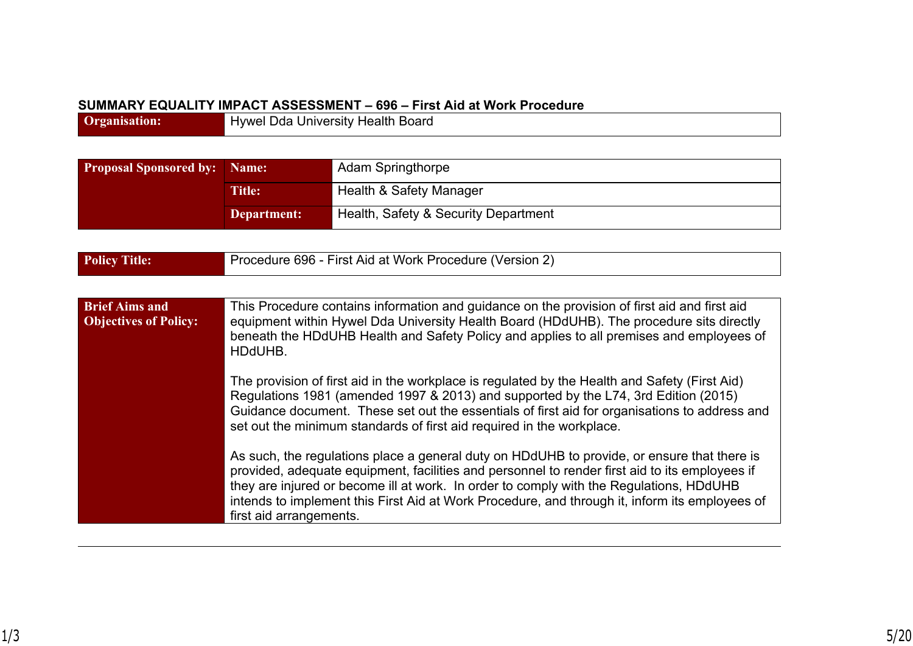## SUMMARY EQUALITY IMPACT ASSESSMENT – 696 – First Aid at Work Procedure

| **Organisation:** | Hywel Dda University Health Board |
|---|---|

| **Proposal Sponsored by:** | **Name:** | Adam Springthorpe |
|---|---|---|
| | **Title:** | Health & Safety Manager |
| | **Department:** | Health, Safety & Security Department |

| **Policy Title:** | Procedure 696 - First Aid at Work Procedure (Version 2) |
|---|---|

| **Brief Aims and Objectives of Policy:** | This Procedure contains information and guidance on the provision of first aid and first aid equipment within Hywel Dda University Health Board (HDdUHB). The procedure sits directly beneath the HDdUHB Health and Safety Policy and applies to all premises and employees of HDdUHB.<br><br>The provision of first aid in the workplace is regulated by the Health and Safety (First Aid) Regulations 1981 (amended 1997 & 2013) and supported by the L74, 3rd Edition (2015) Guidance document. These set out the essentials of first aid for organisations to address and set out the minimum standards of first aid required in the workplace.<br><br>As such, the regulations place a general duty on HDdUHB to provide, or ensure that there is provided, adequate equipment, facilities and personnel to render first aid to its employees if they are injured or become ill at work. In order to comply with the Regulations, HDdUHB intends to implement this First Aid at Work Procedure, and through it, inform its employees of first aid arrangements. |
|---|---|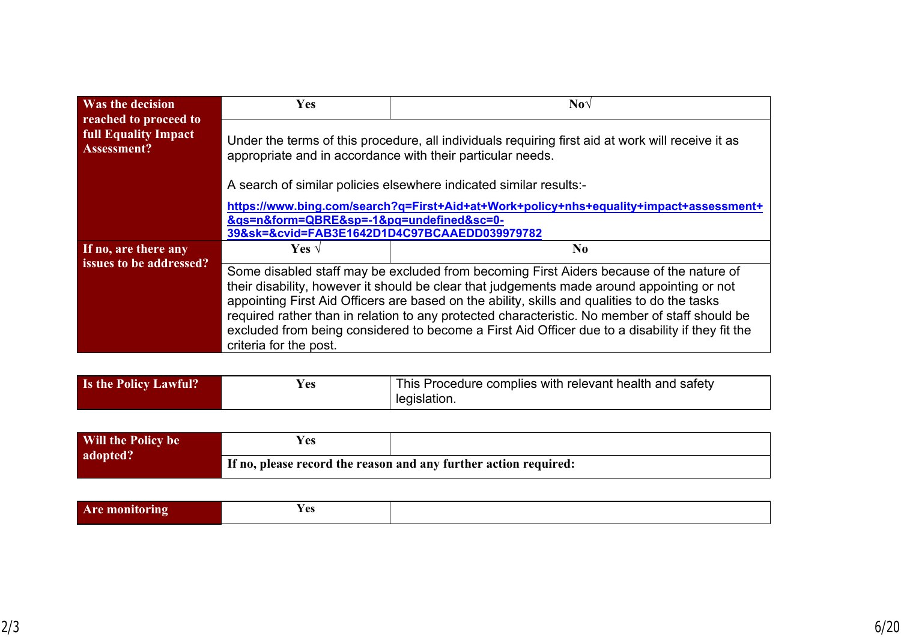| Was the decision reached to proceed to full Equality Impact Assessment? | Yes | No√ |
|---|---|---|
| | Under the terms of this procedure, all individuals requiring first aid at work will receive it as appropriate and in accordance with their particular needs.<br><br>A search of similar policies elsewhere indicated similar results:-<br><br>https://www.bing.com/search?q=First+Aid+at+Work+policy+nhs+equality+impact+assessment+&qs=n&form=QBRE&sp=-1&pq=undefined&sc=0-39&sk=&cvid=FAB3E1642D1D4C97BCAAEDD039979782 | |
| If no, are there any issues to be addressed? | Yes √ | No |
| | Some disabled staff may be excluded from becoming First Aiders because of the nature of their disability, however it should be clear that judgements made around appointing or not appointing First Aid Officers are based on the ability, skills and qualities to do the tasks required rather than in relation to any protected characteristic. No member of staff should be excluded from being considered to become a First Aid Officer due to a disability if they fit the criteria for the post. | |

| Is the Policy Lawful? | Yes | This Procedure complies with relevant health and safety legislation. |
|---|---|---|

| Will the Policy be adopted? | Yes | |
|---|---|---|
| | If no, please record the reason and any further action required: | |

| Are monitoring | Yes | |
|---|---|---|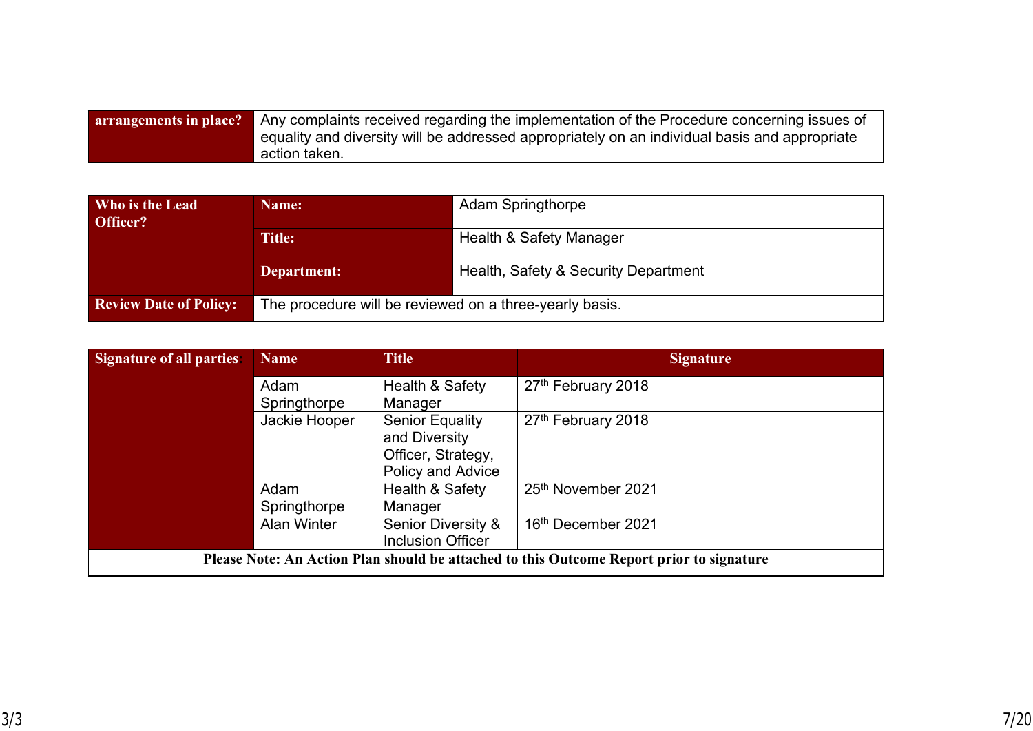| arrangements in place? | Any complaints received regarding the implementation of the Procedure concerning issues of equality and diversity will be addressed appropriately on an individual basis and appropriate action taken. |
|---|---|

| Who is the Lead Officer? | Name: | Adam Springthorpe |
|---|---|---|
| | Title: | Health & Safety Manager |
| | Department: | Health, Safety & Security Department |
| Review Date of Policy: | The procedure will be reviewed on a three-yearly basis. | |

| Signature of all parties: | Name | Title | Signature |
|---|---|---|---|
| | Adam Springthorpe | Health & Safety Manager | 27th February 2018 |
| | Jackie Hooper | Senior Equality and Diversity Officer, Strategy, Policy and Advice | 27th February 2018 |
| | Adam Springthorpe | Health & Safety Manager | 25th November 2021 |
| | Alan Winter | Senior Diversity & Inclusion Officer | 16th December 2021 |

**Please Note: An Action Plan should be attached to this Outcome Report prior to signature**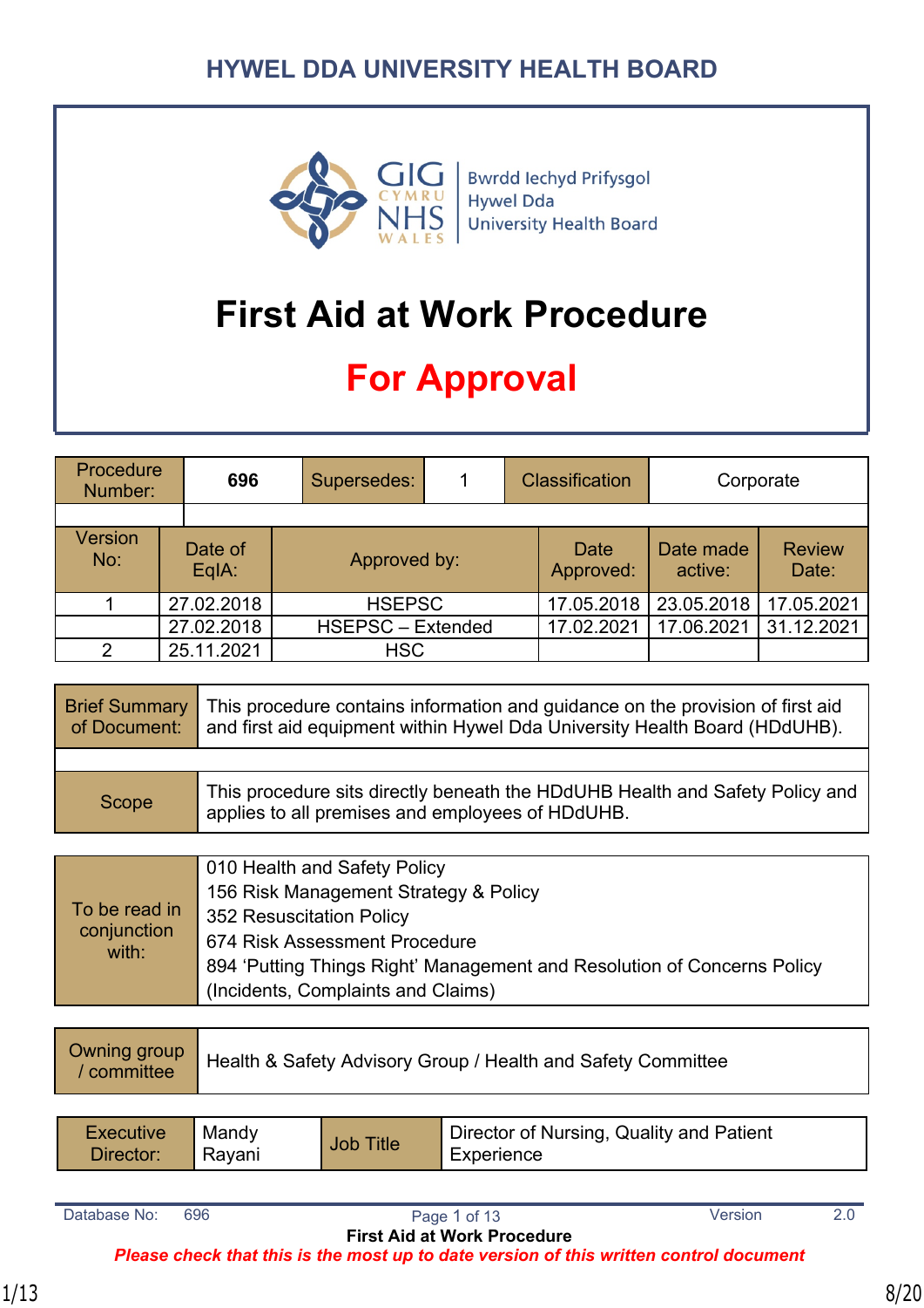HYWEL DDA UNIVERSITY HEALTH BOARD

# First Aid at Work Procedure

## For Approval

| Procedure Number: | 696 | Supersedes: | 1 | Classification | Corporate |
|---|---|---|---|---|---|

| Version No: | Date of EqIA: | Approved by: | Date Approved: | Date made active: | Review Date: |
|---|---|---|---|---|---|
| 1 | 27.02.2018 | HSEPSC | 17.05.2018 | 23.05.2018 | 17.05.2021 |
| | 27.02.2018 | HSEPSC – Extended | 17.02.2021 | 17.06.2021 | 31.12.2021 |
| 2 | 25.11.2021 | HSC | | | |

| Brief Summary of Document: | This procedure contains information and guidance on the provision of first aid and first aid equipment within Hywel Dda University Health Board (HDdUHB). |
|---|---|
| Scope | This procedure sits directly beneath the HDdUHB Health and Safety Policy and applies to all premises and employees of HDdUHB. |

| To be read in conjunction with: | 010 Health and Safety Policy<br>156 Risk Management Strategy & Policy<br>352 Resuscitation Policy<br>674 Risk Assessment Procedure<br>894 'Putting Things Right' Management and Resolution of Concerns Policy (Incidents, Complaints and Claims) |
|---|---|

| Owning group / committee | Health & Safety Advisory Group / Health and Safety Committee |
|---|---|

| Executive Director: | Mandy Rayani | Job Title | Director of Nursing, Quality and Patient Experience |
|---|---|---|---|

Database No: 696 Version 2.0

First Aid at Work Procedure

*Please check that this is the most up to date version of this written control document*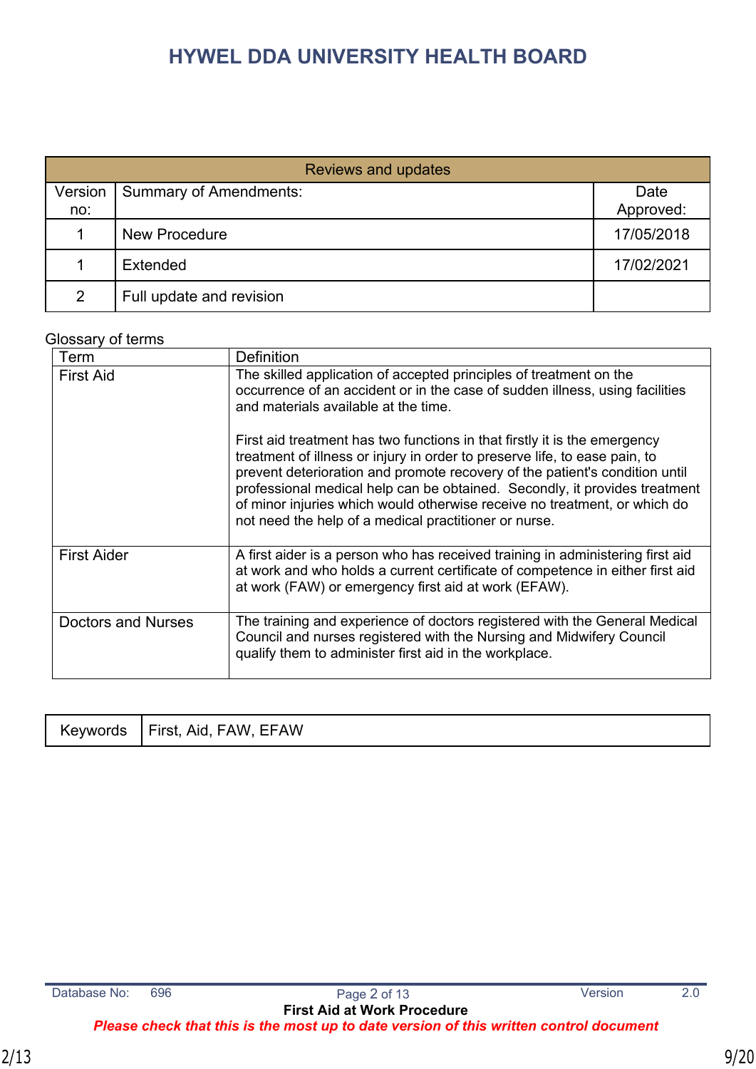# HYWEL DDA UNIVERSITY HEALTH BOARD

| Reviews and updates | | |
|---|---|---|
| Version no: | Summary of Amendments: | Date Approved: |
| 1 | New Procedure | 17/05/2018 |
| 1 | Extended | 17/02/2021 |
| 2 | Full update and revision | |

Glossary of terms

| Term | Definition |
|---|---|
| First Aid | The skilled application of accepted principles of treatment on the occurrence of an accident or in the case of sudden illness, using facilities and materials available at the time.<br><br>First aid treatment has two functions in that firstly it is the emergency treatment of illness or injury in order to preserve life, to ease pain, to prevent deterioration and promote recovery of the patient's condition until professional medical help can be obtained. Secondly, it provides treatment of minor injuries which would otherwise receive no treatment, or which do not need the help of a medical practitioner or nurse. |
| First Aider | A first aider is a person who has received training in administering first aid at work and who holds a current certificate of competence in either first aid at work (FAW) or emergency first aid at work (EFAW). |
| Doctors and Nurses | The training and experience of doctors registered with the General Medical Council and nurses registered with the Nursing and Midwifery Council qualify them to administer first aid in the workplace. |

| Keywords | First, Aid, FAW, EFAW |
|---|---|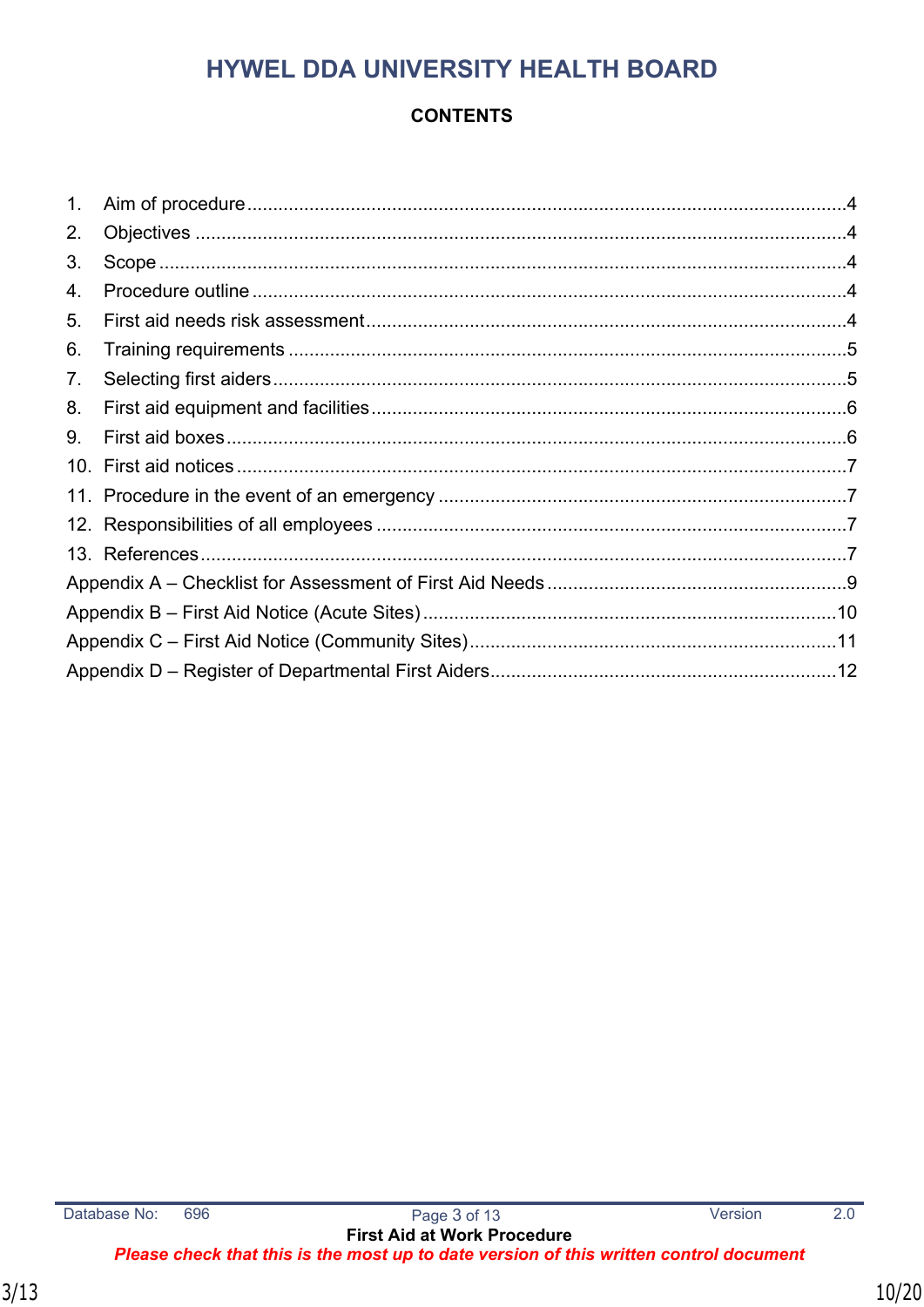# HYWEL DDA UNIVERSITY HEALTH BOARD

**CONTENTS**

1. Aim of procedure ....................................................................................................4
2. Objectives ...............................................................................................................4
3. Scope ......................................................................................................................4
4. Procedure outline ....................................................................................................4
5. First aid needs risk assessment ...............................................................................4
6. Training requirements .............................................................................................5
7. Selecting first aiders ................................................................................................5
8. First aid equipment and facilities .............................................................................6
9. First aid boxes .........................................................................................................6
10. First aid notices .......................................................................................................7
11. Procedure in the event of an emergency .................................................................7
12. Responsibilities of all employees .............................................................................7
13. References ..............................................................................................................7

Appendix A – Checklist for Assessment of First Aid Needs ..........................................9
Appendix B – First Aid Notice (Acute Sites) ..................................................................10
Appendix C – First Aid Notice (Community Sites) .........................................................11
Appendix D – Register of Departmental First Aiders.....................................................12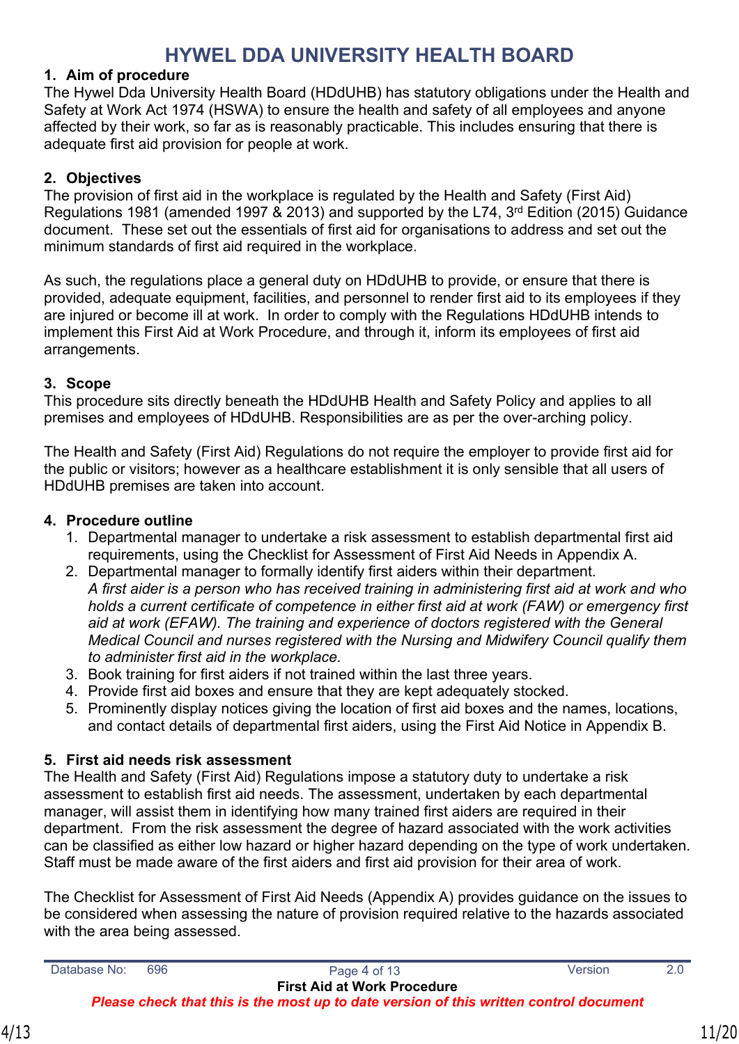# HYWEL DDA UNIVERSITY HEALTH BOARD

## 1. Aim of procedure

The Hywel Dda University Health Board (HDdUHB) has statutory obligations under the Health and Safety at Work Act 1974 (HSWA) to ensure the health and safety of all employees and anyone affected by their work, so far as is reasonably practicable. This includes ensuring that there is adequate first aid provision for people at work.

## 2. Objectives

The provision of first aid in the workplace is regulated by the Health and Safety (First Aid) Regulations 1981 (amended 1997 & 2013) and supported by the L74, 3rd Edition (2015) Guidance document. These set out the essentials of first aid for organisations to address and set out the minimum standards of first aid required in the workplace.

As such, the regulations place a general duty on HDdUHB to provide, or ensure that there is provided, adequate equipment, facilities, and personnel to render first aid to its employees if they are injured or become ill at work. In order to comply with the Regulations HDdUHB intends to implement this First Aid at Work Procedure, and through it, inform its employees of first aid arrangements.

## 3. Scope

This procedure sits directly beneath the HDdUHB Health and Safety Policy and applies to all premises and employees of HDdUHB. Responsibilities are as per the over-arching policy.

The Health and Safety (First Aid) Regulations do not require the employer to provide first aid for the public or visitors; however as a healthcare establishment it is only sensible that all users of HDdUHB premises are taken into account.

## 4. Procedure outline

1. Departmental manager to undertake a risk assessment to establish departmental first aid requirements, using the Checklist for Assessment of First Aid Needs in Appendix A.
2. Departmental manager to formally identify first aiders within their department.
   *A first aider is a person who has received training in administering first aid at work and who holds a current certificate of competence in either first aid at work (FAW) or emergency first aid at work (EFAW). The training and experience of doctors registered with the General Medical Council and nurses registered with the Nursing and Midwifery Council qualify them to administer first aid in the workplace.*
3. Book training for first aiders if not trained within the last three years.
4. Provide first aid boxes and ensure that they are kept adequately stocked.
5. Prominently display notices giving the location of first aid boxes and the names, locations, and contact details of departmental first aiders, using the First Aid Notice in Appendix B.

## 5. First aid needs risk assessment

The Health and Safety (First Aid) Regulations impose a statutory duty to undertake a risk assessment to establish first aid needs. The assessment, undertaken by each departmental manager, will assist them in identifying how many trained first aiders are required in their department. From the risk assessment the degree of hazard associated with the work activities can be classified as either low hazard or higher hazard depending on the type of work undertaken. Staff must be made aware of the first aiders and first aid provision for their area of work.

The Checklist for Assessment of First Aid Needs (Appendix A) provides guidance on the issues to be considered when assessing the nature of provision required relative to the hazards associated with the area being assessed.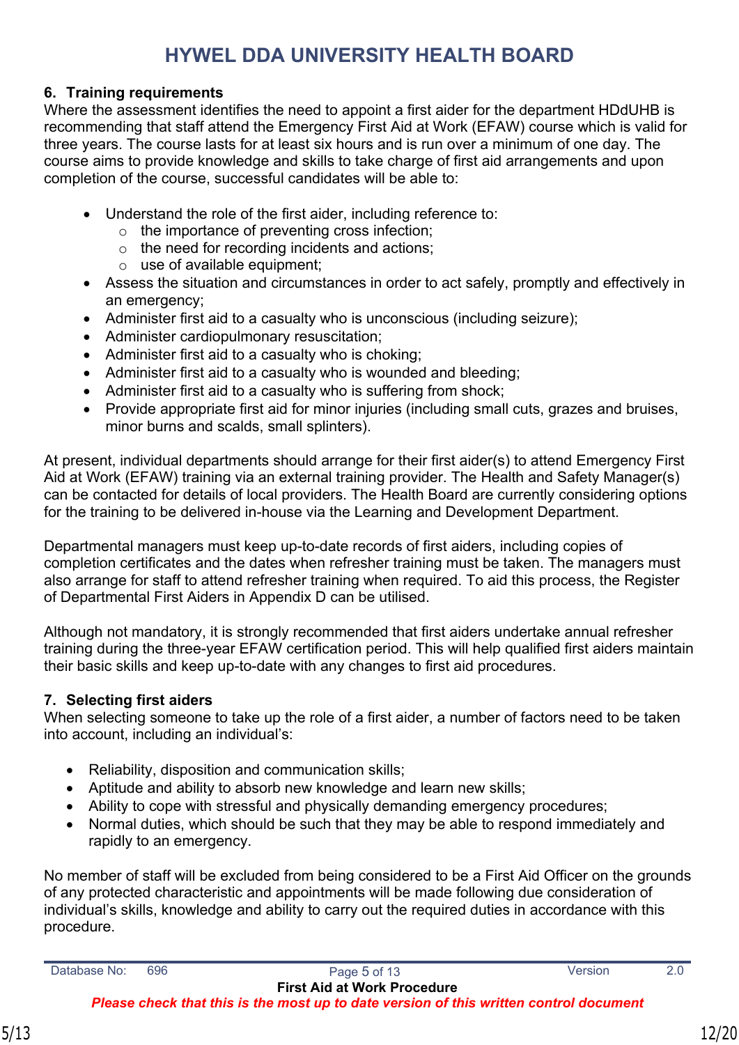## 6. Training requirements

Where the assessment identifies the need to appoint a first aider for the department HDdUHB is recommending that staff attend the Emergency First Aid at Work (EFAW) course which is valid for three years. The course lasts for at least six hours and is run over a minimum of one day. The course aims to provide knowledge and skills to take charge of first aid arrangements and upon completion of the course, successful candidates will be able to:

- Understand the role of the first aider, including reference to:
  - the importance of preventing cross infection;
  - the need for recording incidents and actions;
  - use of available equipment;
- Assess the situation and circumstances in order to act safely, promptly and effectively in an emergency;
- Administer first aid to a casualty who is unconscious (including seizure);
- Administer cardiopulmonary resuscitation;
- Administer first aid to a casualty who is choking;
- Administer first aid to a casualty who is wounded and bleeding;
- Administer first aid to a casualty who is suffering from shock;
- Provide appropriate first aid for minor injuries (including small cuts, grazes and bruises, minor burns and scalds, small splinters).

At present, individual departments should arrange for their first aider(s) to attend Emergency First Aid at Work (EFAW) training via an external training provider. The Health and Safety Manager(s) can be contacted for details of local providers. The Health Board are currently considering options for the training to be delivered in-house via the Learning and Development Department.

Departmental managers must keep up-to-date records of first aiders, including copies of completion certificates and the dates when refresher training must be taken. The managers must also arrange for staff to attend refresher training when required. To aid this process, the Register of Departmental First Aiders in Appendix D can be utilised.

Although not mandatory, it is strongly recommended that first aiders undertake annual refresher training during the three-year EFAW certification period. This will help qualified first aiders maintain their basic skills and keep up-to-date with any changes to first aid procedures.

## 7. Selecting first aiders

When selecting someone to take up the role of a first aider, a number of factors need to be taken into account, including an individual's:

- Reliability, disposition and communication skills;
- Aptitude and ability to absorb new knowledge and learn new skills;
- Ability to cope with stressful and physically demanding emergency procedures;
- Normal duties, which should be such that they may be able to respond immediately and rapidly to an emergency.

No member of staff will be excluded from being considered to be a First Aid Officer on the grounds of any protected characteristic and appointments will be made following due consideration of individual's skills, knowledge and ability to carry out the required duties in accordance with this procedure.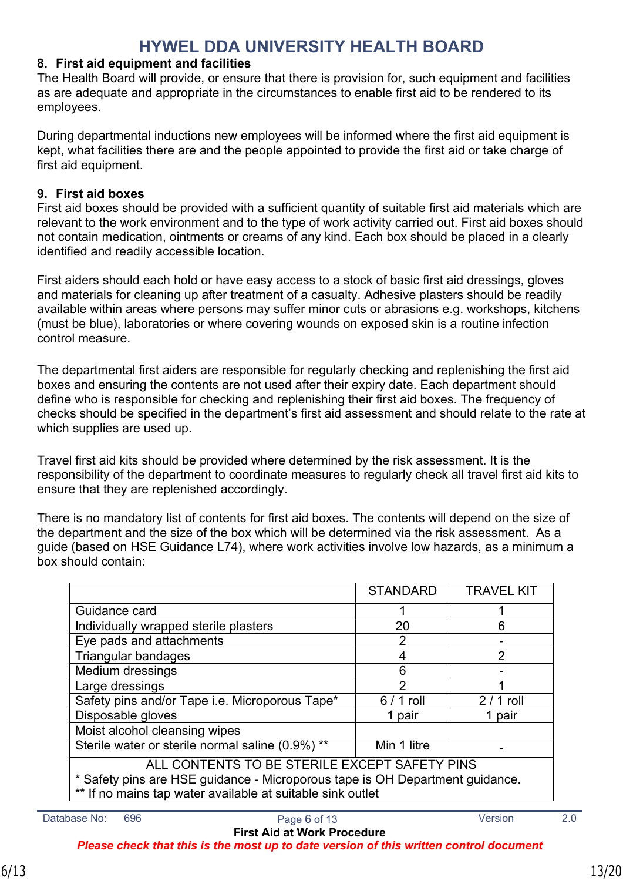## 8. First aid equipment and facilities

The Health Board will provide, or ensure that there is provision for, such equipment and facilities as are adequate and appropriate in the circumstances to enable first aid to be rendered to its employees.

During departmental inductions new employees will be informed where the first aid equipment is kept, what facilities there are and the people appointed to provide the first aid or take charge of first aid equipment.

## 9. First aid boxes

First aid boxes should be provided with a sufficient quantity of suitable first aid materials which are relevant to the work environment and to the type of work activity carried out. First aid boxes should not contain medication, ointments or creams of any kind. Each box should be placed in a clearly identified and readily accessible location.

First aiders should each hold or have easy access to a stock of basic first aid dressings, gloves and materials for cleaning up after treatment of a casualty. Adhesive plasters should be readily available within areas where persons may suffer minor cuts or abrasions e.g. workshops, kitchens (must be blue), laboratories or where covering wounds on exposed skin is a routine infection control measure.

The departmental first aiders are responsible for regularly checking and replenishing the first aid boxes and ensuring the contents are not used after their expiry date. Each department should define who is responsible for checking and replenishing their first aid boxes. The frequency of checks should be specified in the department's first aid assessment and should relate to the rate at which supplies are used up.

Travel first aid kits should be provided where determined by the risk assessment. It is the responsibility of the department to coordinate measures to regularly check all travel first aid kits to ensure that they are replenished accordingly.

<u>There is no mandatory list of contents for first aid boxes.</u> The contents will depend on the size of the department and the size of the box which will be determined via the risk assessment. As a guide (based on HSE Guidance L74), where work activities involve low hazards, as a minimum a box should contain:

| | STANDARD | TRAVEL KIT |
|---|---|---|
| Guidance card | 1 | 1 |
| Individually wrapped sterile plasters | 20 | 6 |
| Eye pads and attachments | 2 | - |
| Triangular bandages | 4 | 2 |
| Medium dressings | 6 | - |
| Large dressings | 2 | 1 |
| Safety pins and/or Tape i.e. Microporous Tape* | 6 / 1 roll | 2 / 1 roll |
| Disposable gloves | 1 pair | 1 pair |
| Moist alcohol cleansing wipes | | |
| Sterile water or sterile normal saline (0.9%) ** | Min 1 litre | - |
| ALL CONTENTS TO BE STERILE EXCEPT SAFETY PINS | | |

\* Safety pins are HSE guidance - Microporous tape is OH Department guidance.
\*\* If no mains tap water available at suitable sink outlet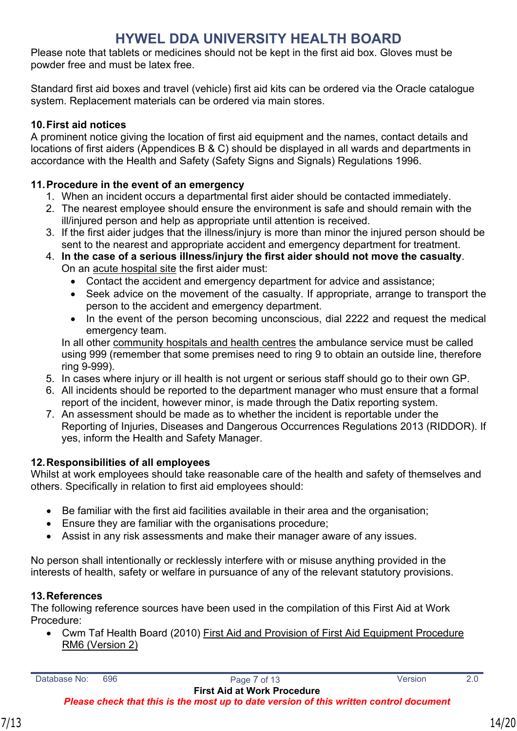Please note that tablets or medicines should not be kept in the first aid box. Gloves must be powder free and must be latex free.

Standard first aid boxes and travel (vehicle) first aid kits can be ordered via the Oracle catalogue system. Replacement materials can be ordered via main stores.

### 10. First aid notices

A prominent notice giving the location of first aid equipment and the names, contact details and locations of first aiders (Appendices B & C) should be displayed in all wards and departments in accordance with the Health and Safety (Safety Signs and Signals) Regulations 1996.

### 11. Procedure in the event of an emergency

1. When an incident occurs a departmental first aider should be contacted immediately.
2. The nearest employee should ensure the environment is safe and should remain with the ill/injured person and help as appropriate until attention is received.
3. If the first aider judges that the illness/injury is more than minor the injured person should be sent to the nearest and appropriate accident and emergency department for treatment.
4. **In the case of a serious illness/injury the first aider should not move the casualty**. On an <u>acute hospital site</u> the first aider must:
   - Contact the accident and emergency department for advice and assistance;
   - Seek advice on the movement of the casualty. If appropriate, arrange to transport the person to the accident and emergency department.
   - In the event of the person becoming unconscious, dial 2222 and request the medical emergency team.

   In all other <u>community hospitals and health centres</u> the ambulance service must be called using 999 (remember that some premises need to ring 9 to obtain an outside line, therefore ring 9-999).
5. In cases where injury or ill health is not urgent or serious staff should go to their own GP.
6. All incidents should be reported to the department manager who must ensure that a formal report of the incident, however minor, is made through the Datix reporting system.
7. An assessment should be made as to whether the incident is reportable under the Reporting of Injuries, Diseases and Dangerous Occurrences Regulations 2013 (RIDDOR). If yes, inform the Health and Safety Manager.

### 12. Responsibilities of all employees

Whilst at work employees should take reasonable care of the health and safety of themselves and others. Specifically in relation to first aid employees should:

- Be familiar with the first aid facilities available in their area and the organisation;
- Ensure they are familiar with the organisations procedure;
- Assist in any risk assessments and make their manager aware of any issues.

No person shall intentionally or recklessly interfere with or misuse anything provided in the interests of health, safety or welfare in pursuance of any of the relevant statutory provisions.

### 13. References

The following reference sources have been used in the compilation of this First Aid at Work Procedure:

- Cwm Taf Health Board (2010) <u>First Aid and Provision of First Aid Equipment Procedure RM6 (Version 2)</u>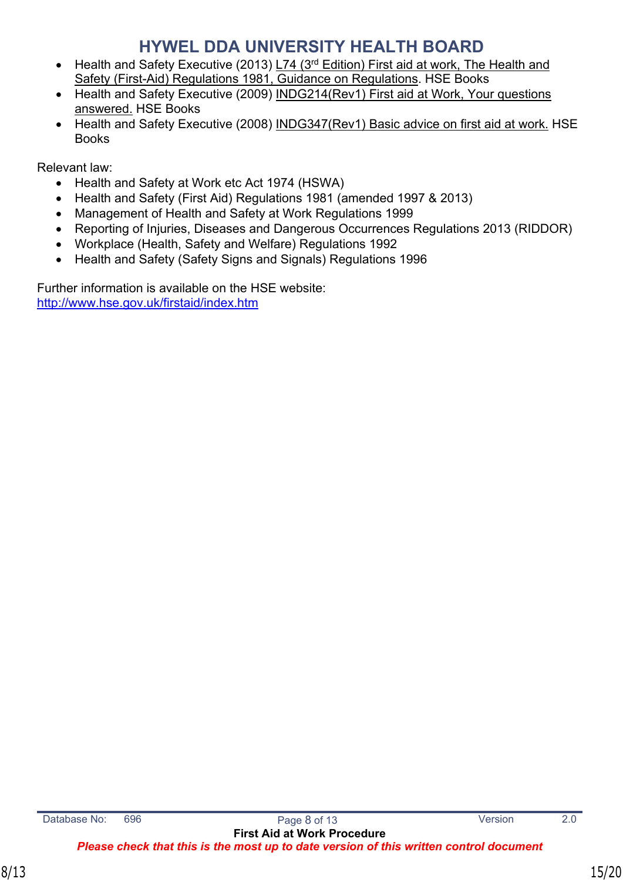- Health and Safety Executive (2013) L74 (3rd Edition) First aid at work, The Health and Safety (First-Aid) Regulations 1981, Guidance on Regulations. HSE Books
- Health and Safety Executive (2009) INDG214(Rev1) First aid at Work, Your questions answered. HSE Books
- Health and Safety Executive (2008) INDG347(Rev1) Basic advice on first aid at work. HSE Books

Relevant law:

- Health and Safety at Work etc Act 1974 (HSWA)
- Health and Safety (First Aid) Regulations 1981 (amended 1997 & 2013)
- Management of Health and Safety at Work Regulations 1999
- Reporting of Injuries, Diseases and Dangerous Occurrences Regulations 2013 (RIDDOR)
- Workplace (Health, Safety and Welfare) Regulations 1992
- Health and Safety (Safety Signs and Signals) Regulations 1996

Further information is available on the HSE website:
http://www.hse.gov.uk/firstaid/index.htm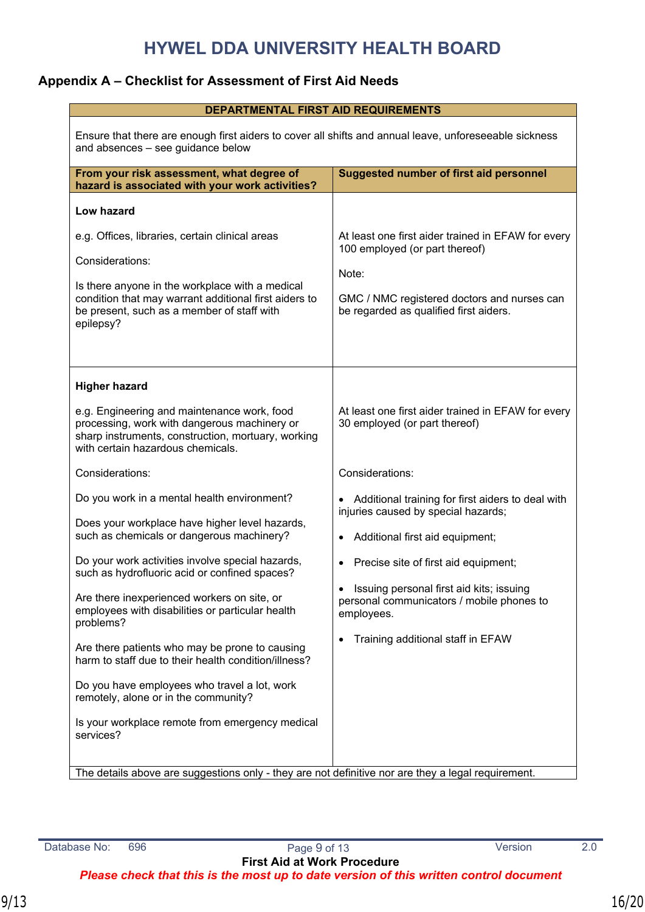## Appendix A – Checklist for Assessment of First Aid Needs

| DEPARTMENTAL FIRST AID REQUIREMENTS | |
|---|---|
| Ensure that there are enough first aiders to cover all shifts and annual leave, unforeseeable sickness and absences – see guidance below | |
| **From your risk assessment, what degree of hazard is associated with your work activities?** | **Suggested number of first aid personnel** |
| **Low hazard**<br><br>e.g. Offices, libraries, certain clinical areas<br><br>Considerations:<br><br>Is there anyone in the workplace with a medical condition that may warrant additional first aiders to be present, such as a member of staff with epilepsy? | At least one first aider trained in EFAW for every 100 employed (or part thereof)<br><br>Note:<br><br>GMC / NMC registered doctors and nurses can be regarded as qualified first aiders. |
| **Higher hazard**<br><br>e.g. Engineering and maintenance work, food processing, work with dangerous machinery or sharp instruments, construction, mortuary, working with certain hazardous chemicals.<br><br>Considerations:<br><br>Do you work in a mental health environment?<br><br>Does your workplace have higher level hazards, such as chemicals or dangerous machinery?<br><br>Do your work activities involve special hazards, such as hydrofluoric acid or confined spaces?<br><br>Are there inexperienced workers on site, or employees with disabilities or particular health problems?<br><br>Are there patients who may be prone to causing harm to staff due to their health condition/illness?<br><br>Do you have employees who travel a lot, work remotely, alone or in the community?<br><br>Is your workplace remote from emergency medical services? | At least one first aider trained in EFAW for every 30 employed (or part thereof)<br><br>Considerations:<br><br>• Additional training for first aiders to deal with injuries caused by special hazards;<br><br>• Additional first aid equipment;<br><br>• Precise site of first aid equipment;<br><br>• Issuing personal first aid kits; issuing personal communicators / mobile phones to employees.<br><br>• Training additional staff in EFAW |
| The details above are suggestions only - they are not definitive nor are they a legal requirement. | |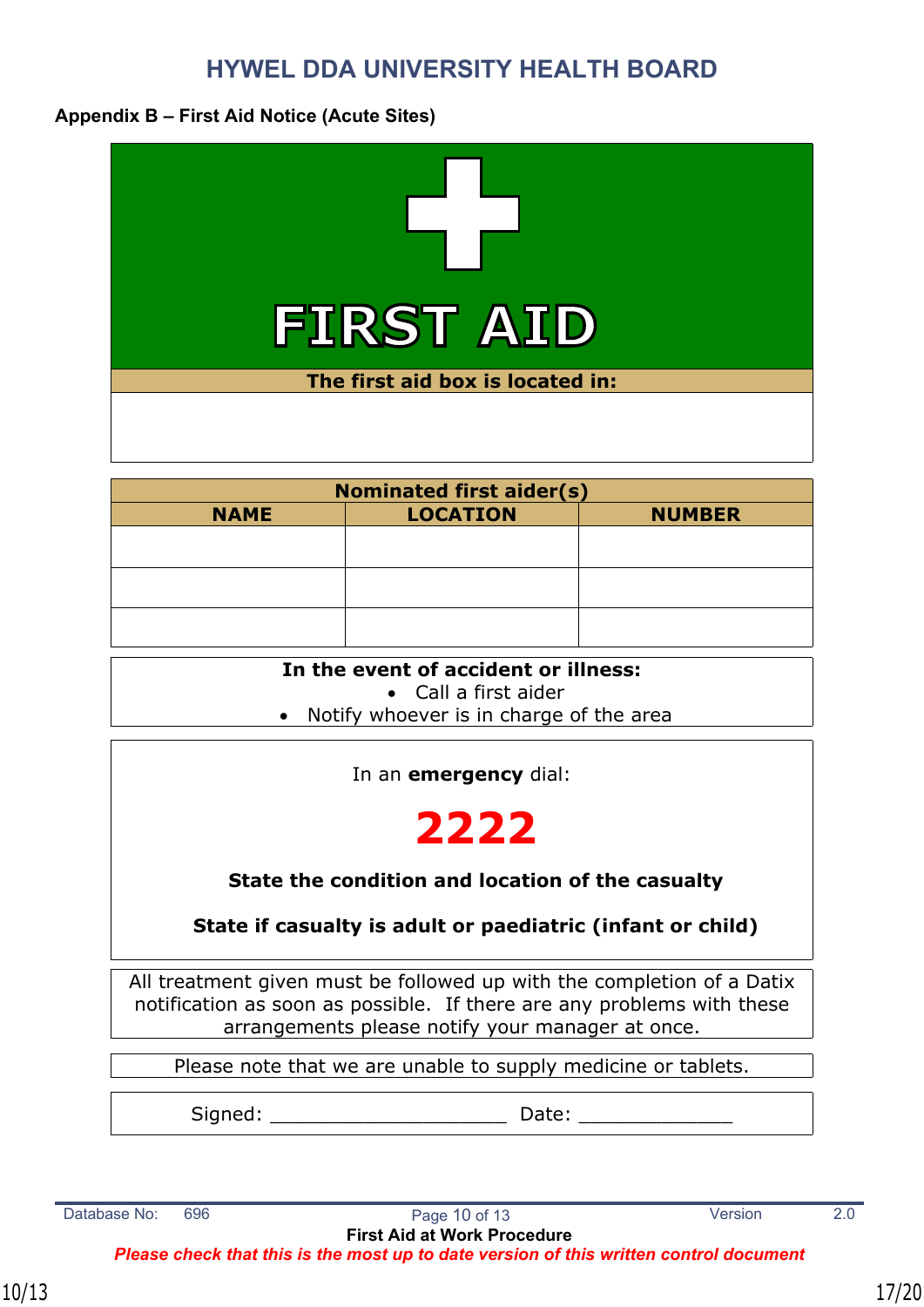# HYWEL DDA UNIVERSITY HEALTH BOARD

**Appendix B – First Aid Notice (Acute Sites)**

## FIRST AID

**The first aid box is located in:**

| Nominated first aider(s) | | |
|---|---|---|
| **NAME** | **LOCATION** | **NUMBER** |
| | | |
| | | |
| | | |

**In the event of accident or illness:**

- Call a first aider
- Notify whoever is in charge of the area

In an **emergency** dial:

**2222**

**State the condition and location of the casualty**

**State if casualty is adult or paediatric (infant or child)**

All treatment given must be followed up with the completion of a Datix notification as soon as possible. If there are any problems with these arrangements please notify your manager at once.

Please note that we are unable to supply medicine or tablets.

Signed: ____________________ Date: _____________

Database No: 696 | Version 2.0

First Aid at Work Procedure

*Please check that this is the most up to date version of this written control document*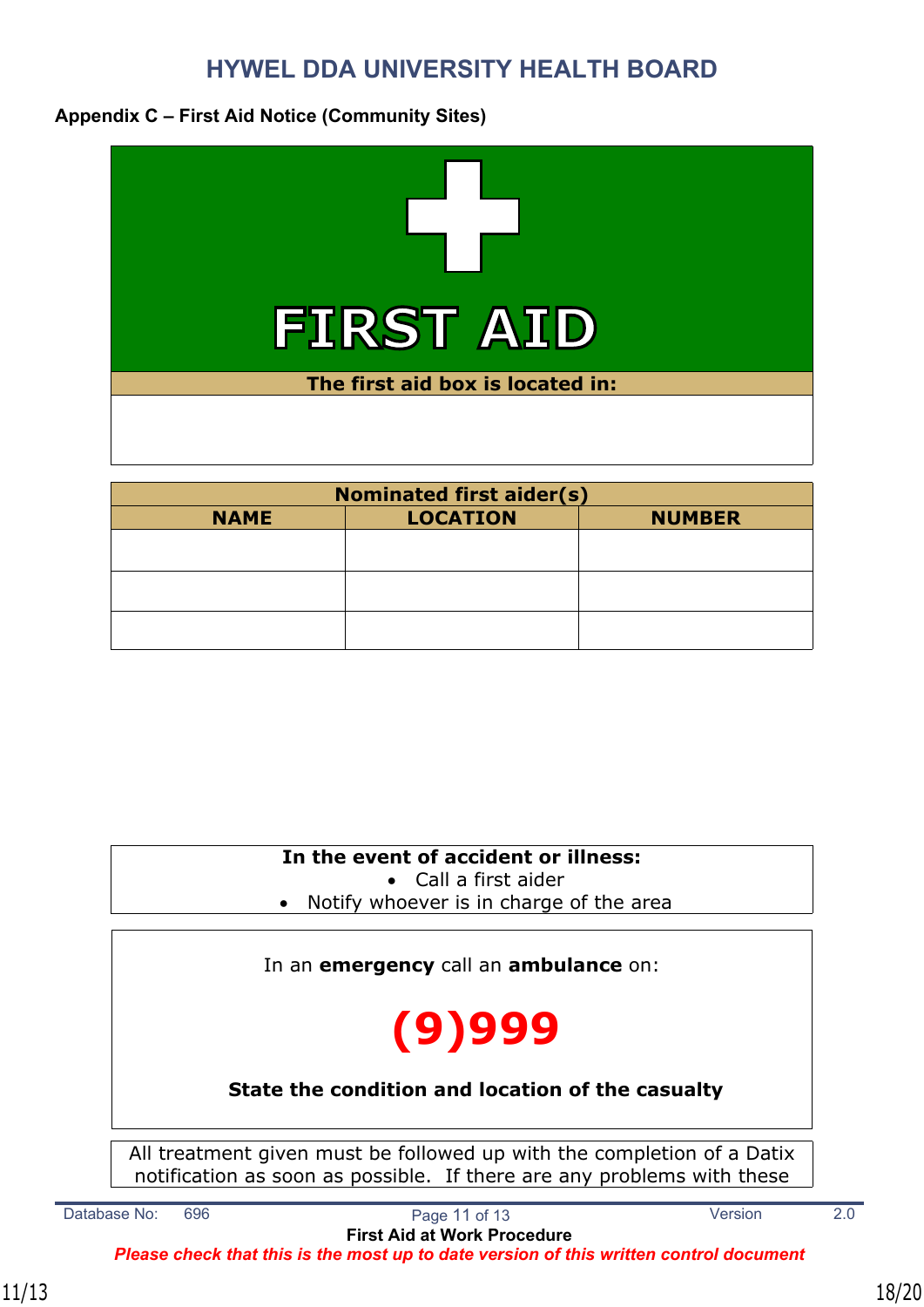## Appendix C – First Aid Notice (Community Sites)

# FIRST AID

**The first aid box is located in:**

| Nominated first aider(s) | | |
|---|---|---|
| **NAME** | **LOCATION** | **NUMBER** |
| | | |
| | | |
| | | |

**In the event of accident or illness:**

- Call a first aider
- Notify whoever is in charge of the area

In an **emergency** call an **ambulance** on:

**(9)999**

**State the condition and location of the casualty**

All treatment given must be followed up with the completion of a Datix notification as soon as possible. If there are any problems with these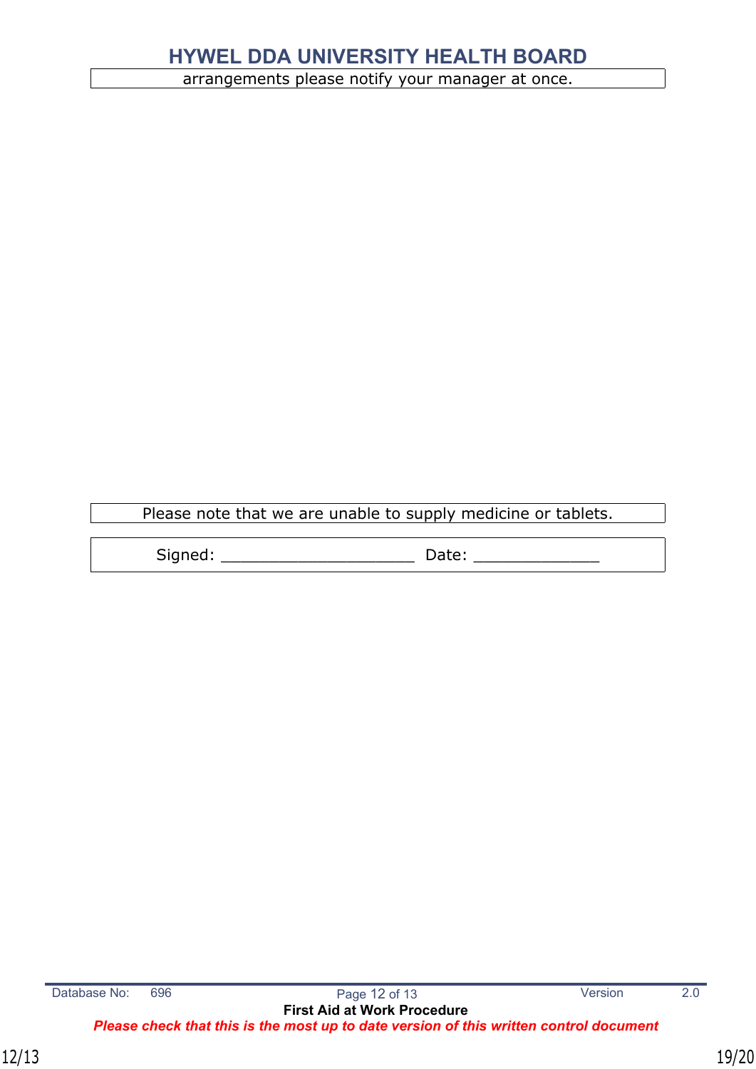arrangements please notify your manager at once.

Please note that we are unable to supply medicine or tablets.

Signed: ____________________ Date: _____________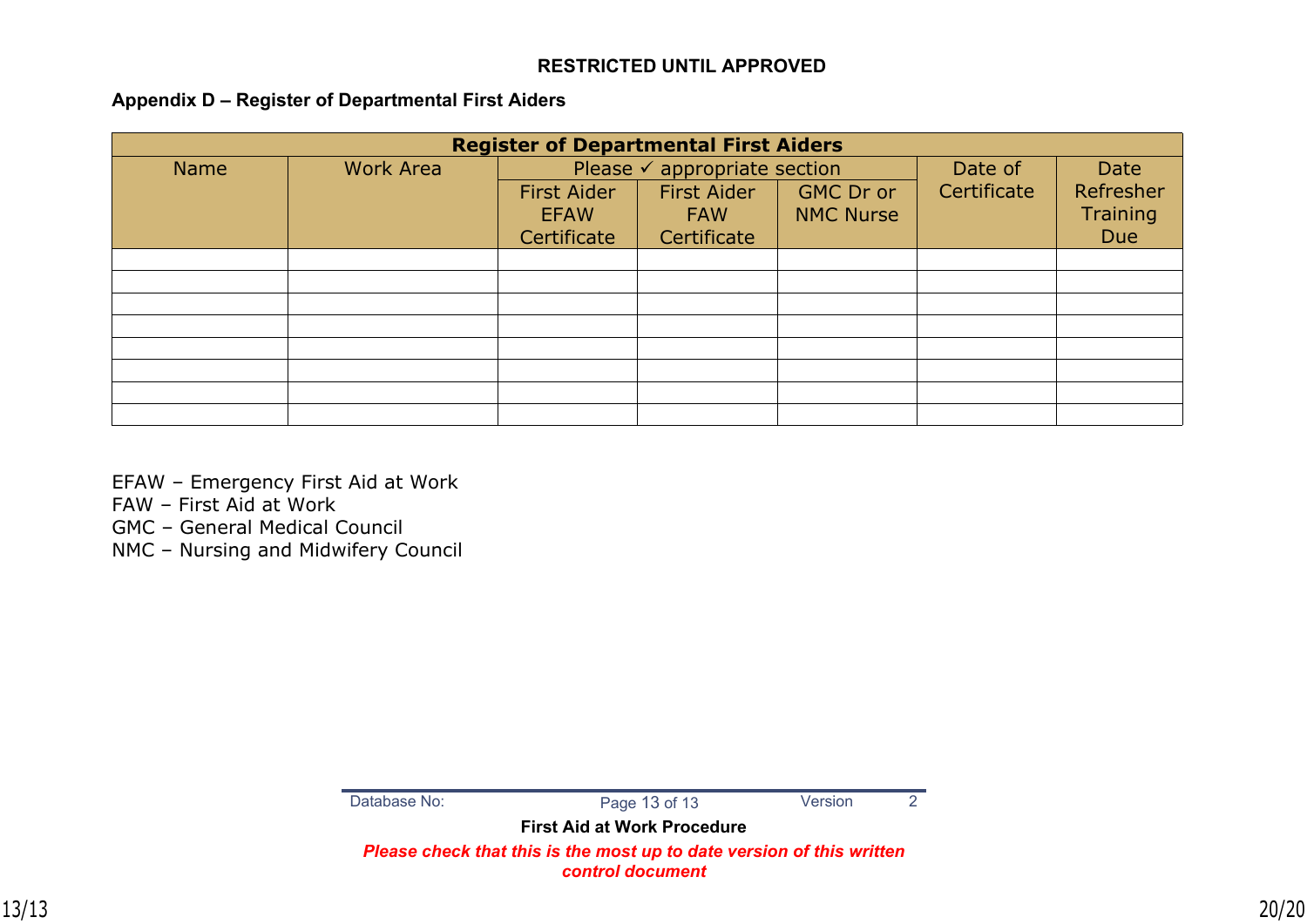**RESTRICTED UNTIL APPROVED**

## Appendix D – Register of Departmental First Aiders

| Register of Departmental First Aiders | | | | | | |
|---|---|---|---|---|---|---|
| Name | Work Area | Please ✓ appropriate section | | | Date of Certificate | Date Refresher Training Due |
| | | First Aider EFAW Certificate | First Aider FAW Certificate | GMC Dr or NMC Nurse | | |
| | | | | | | |
| | | | | | | |
| | | | | | | |
| | | | | | | |
| | | | | | | |
| | | | | | | |
| | | | | | | |
| | | | | | | |

EFAW – Emergency First Aid at Work
FAW – First Aid at Work
GMC – General Medical Council
NMC – Nursing and Midwifery Council

Database No: Page 13 of 13 Version 2

**First Aid at Work Procedure**

***Please check that this is the most up to date version of this written control document***